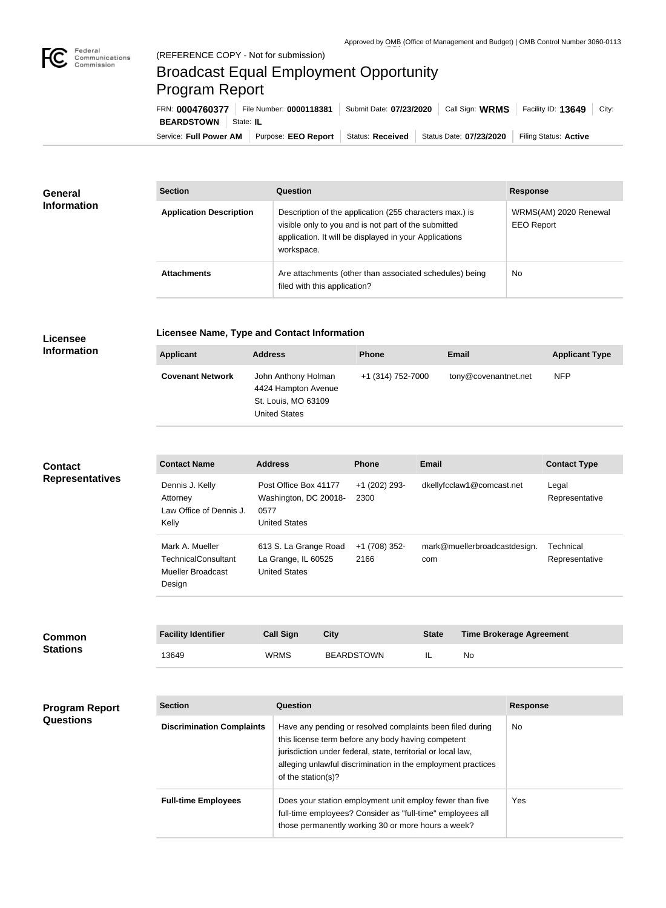Approved by OMB (Office of Management and Budget) | OMB Control Number 3060-0113

(REFERENCE COPY - Not for submission)

# Broadcast Equal Employment Opportunity Program Report

FRN: **0004760377** | File Number: **0000118381** | Submit Date: **07/23/2020** | Call Sign: **WRMS** | Facility ID: **13649** | City: **BEARDSTOWN** | State: **IL**

Service: **Full Power AM** | Purpose: **EEO Report** | Status: **Received** | Status Date: **07/23/2020** | Filing Status: **Active**

## General Information

| Section | Question | Response |
|---|---|---|
| **Application Description** | Description of the application (255 characters max.) is visible only to you and is not part of the submitted application. It will be displayed in your Applications workspace. | WRMS(AM) 2020 Renewal EEO Report |
| **Attachments** | Are attachments (other than associated schedules) being filed with this application? | No |

## Licensee Information

### Licensee Name, Type and Contact Information

| Applicant | Address | Phone | Email | Applicant Type |
|---|---|---|---|---|
| **Covenant Network** | John Anthony Holman<br>4424 Hampton Avenue<br>St. Louis, MO 63109<br>United States | +1 (314) 752-7000 | tony@covenantnet.net | NFP |

## Contact Representatives

| Contact Name | Address | Phone | Email | Contact Type |
|---|---|---|---|---|
| Dennis J. Kelly<br>Attorney<br>Law Office of Dennis J. Kelly | Post Office Box 41177<br>Washington, DC 20018-0577<br>United States | +1 (202) 293-2300 | dkellyfcclaw1@comcast.net | Legal Representative |
| Mark A. Mueller<br>TechnicalConsultant<br>Mueller Broadcast Design | 613 S. La Grange Road<br>La Grange, IL 60525<br>United States | +1 (708) 352-2166 | mark@muellerbroadcastdesign.com | Technical Representative |

## Common Stations

| Facility Identifier | Call Sign | City | State | Time Brokerage Agreement |
|---|---|---|---|---|
| 13649 | WRMS | BEARDSTOWN | IL | No |

## Program Report Questions

| Section | Question | Response |
|---|---|---|
| **Discrimination Complaints** | Have any pending or resolved complaints been filed during this license term before any body having competent jurisdiction under federal, state, territorial or local law, alleging unlawful discrimination in the employment practices of the station(s)? | No |
| **Full-time Employees** | Does your station employment unit employ fewer than five full-time employees? Consider as "full-time" employees all those permanently working 30 or more hours a week? | Yes |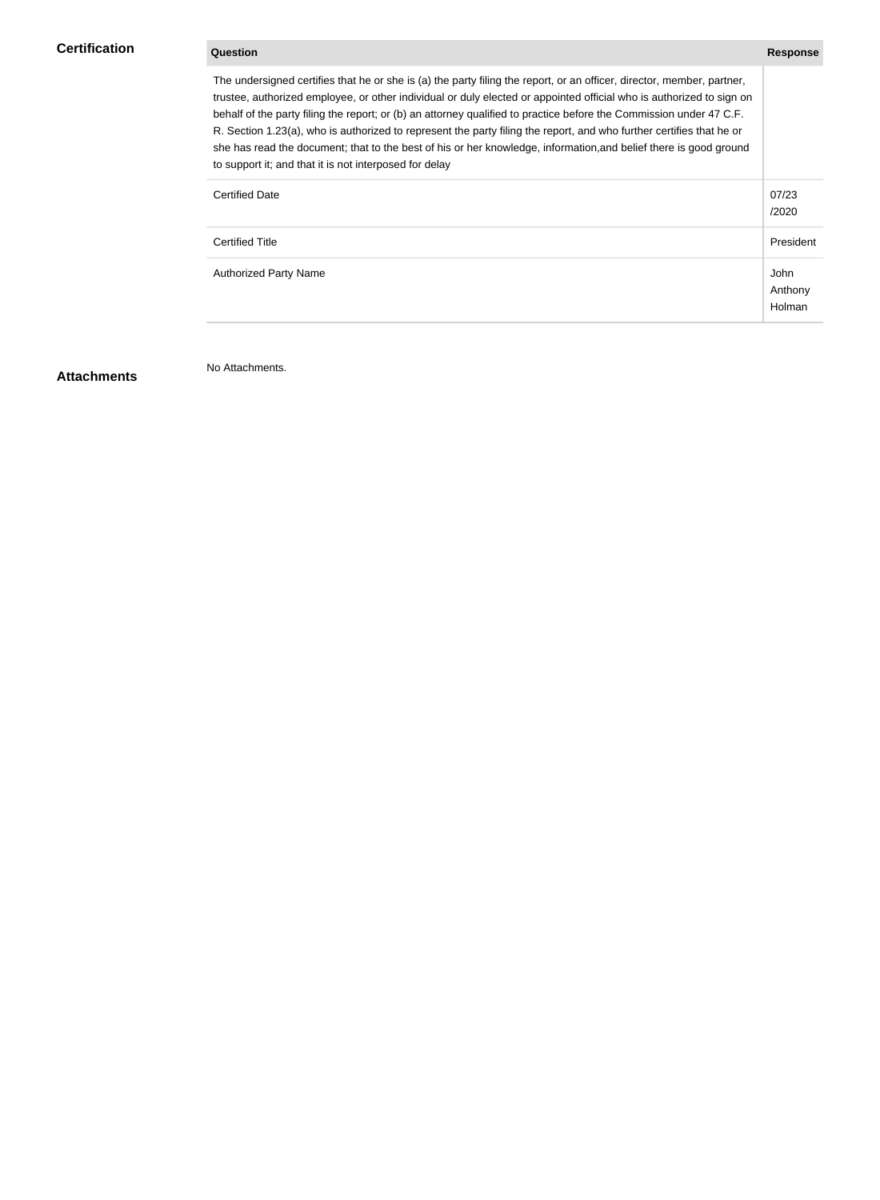## Certification

| Question | Response |
|---|---|
| The undersigned certifies that he or she is (a) the party filing the report, or an officer, director, member, partner, trustee, authorized employee, or other individual or duly elected or appointed official who is authorized to sign on behalf of the party filing the report; or (b) an attorney qualified to practice before the Commission under 47 C.F. R. Section 1.23(a), who is authorized to represent the party filing the report, and who further certifies that he or she has read the document; that to the best of his or her knowledge, information,and belief there is good ground to support it; and that it is not interposed for delay | |
| Certified Date | 07/23/2020 |
| Certified Title | President |
| Authorized Party Name | John Anthony Holman |

## Attachments

No Attachments.